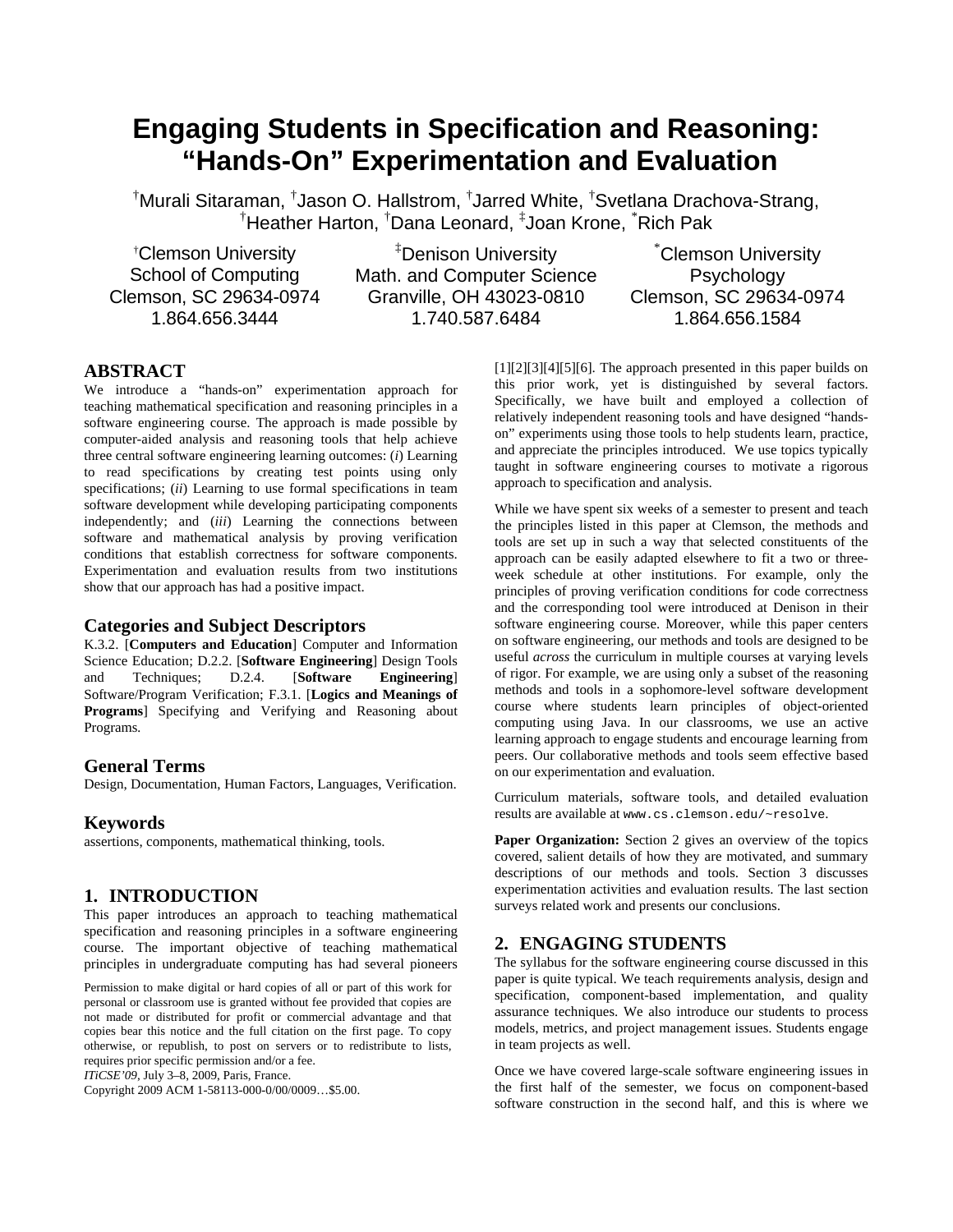# Engaging Students in Specification and Reasoning: "Hands-On" Experimentation and Evaluation

†Murali Sitaraman, †Jason O. Hallstrom, †Jarred White, †Svetlana Drachova-Strang, †Heather Harton, †Dana Leonard, ‡Joan Krone, *Rich Pak

†Clemson University
School of Computing
Clemson, SC 29634-0974
1.864.656.3444

‡Denison University
Math. and Computer Science
Granville, OH 43023-0810
1.740.587.6484

*Clemson University
Psychology
Clemson, SC 29634-0974
1.864.656.1584

## ABSTRACT

We introduce a "hands-on" experimentation approach for teaching mathematical specification and reasoning principles in a software engineering course. The approach is made possible by computer-aided analysis and reasoning tools that help achieve three central software engineering learning outcomes: (*i*) Learning to read specifications by creating test points using only specifications; (*ii*) Learning to use formal specifications in team software development while developing participating components independently; and (*iii*) Learning the connections between software and mathematical analysis by proving verification conditions that establish correctness for software components. Experimentation and evaluation results from two institutions show that our approach has had a positive impact.

### Categories and Subject Descriptors

K.3.2. [**Computers and Education**] Computer and Information Science Education; D.2.2. [**Software Engineering**] Design Tools and Techniques; D.2.4. [**Software Engineering**] Software/Program Verification; F.3.1. [**Logics and Meanings of Programs**] Specifying and Verifying and Reasoning about Programs.

### General Terms

Design, Documentation, Human Factors, Languages, Verification.

### Keywords

assertions, components, mathematical thinking, tools.

## 1. INTRODUCTION

This paper introduces an approach to teaching mathematical specification and reasoning principles in a software engineering course. The important objective of teaching mathematical principles in undergraduate computing has had several pioneers [1][2][3][4][5][6]. The approach presented in this paper builds on this prior work, yet is distinguished by several factors. Specifically, we have built and employed a collection of relatively independent reasoning tools and have designed "hands-on" experiments using those tools to help students learn, practice, and appreciate the principles introduced. We use topics typically taught in software engineering courses to motivate a rigorous approach to specification and analysis.

While we have spent six weeks of a semester to present and teach the principles listed in this paper at Clemson, the methods and tools are set up in such a way that selected constituents of the approach can be easily adapted elsewhere to fit a two or three-week schedule at other institutions. For example, only the principles of proving verification conditions for code correctness and the corresponding tool were introduced at Denison in their software engineering course. Moreover, while this paper centers on software engineering, our methods and tools are designed to be useful *across* the curriculum in multiple courses at varying levels of rigor. For example, we are using only a subset of the reasoning methods and tools in a sophomore-level software development course where students learn principles of object-oriented computing using Java. In our classrooms, we use an active learning approach to engage students and encourage learning from peers. Our collaborative methods and tools seem effective based on our experimentation and evaluation.

Curriculum materials, software tools, and detailed evaluation results are available at `www.cs.clemson.edu/~resolve`.

**Paper Organization:** Section 2 gives an overview of the topics covered, salient details of how they are motivated, and summary descriptions of our methods and tools. Section 3 discusses experimentation activities and evaluation results. The last section surveys related work and presents our conclusions.

## 2. ENGAGING STUDENTS

The syllabus for the software engineering course discussed in this paper is quite typical. We teach requirements analysis, design and specification, component-based implementation, and quality assurance techniques. We also introduce our students to process models, metrics, and project management issues. Students engage in team projects as well.

Once we have covered large-scale software engineering issues in the first half of the semester, we focus on component-based software construction in the second half, and this is where we

Permission to make digital or hard copies of all or part of this work for personal or classroom use is granted without fee provided that copies are not made or distributed for profit or commercial advantage and that copies bear this notice and the full citation on the first page. To copy otherwise, or republish, to post on servers or to redistribute to lists, requires prior specific permission and/or a fee.
*ITiCSE'09*, July 3–8, 2009, Paris, France.
Copyright 2009 ACM 1-58113-000-0/00/0009…$5.00.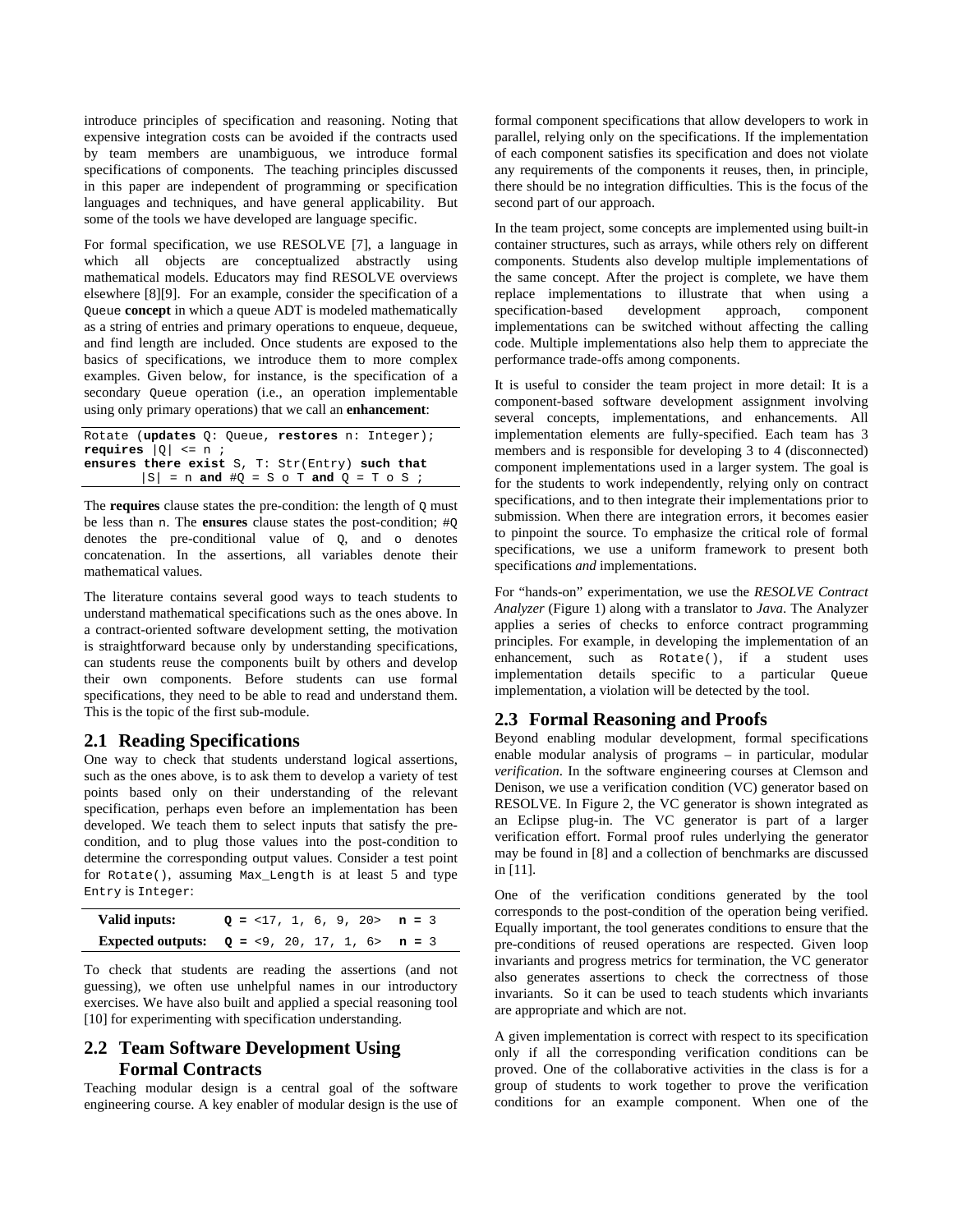introduce principles of specification and reasoning. Noting that expensive integration costs can be avoided if the contracts used by team members are unambiguous, we introduce formal specifications of components. The teaching principles discussed in this paper are independent of programming or specification languages and techniques, and have general applicability. But some of the tools we have developed are language specific.

For formal specification, we use RESOLVE [7], a language in which all objects are conceptualized abstractly using mathematical models. Educators may find RESOLVE overviews elsewhere [8][9]. For an example, consider the specification of a `Queue` **concept** in which a queue ADT is modeled mathematically as a string of entries and primary operations to enqueue, dequeue, and find length are included. Once students are exposed to the basics of specifications, we introduce them to more complex examples. Given below, for instance, is the specification of a secondary `Queue` operation (i.e., an operation implementable using only primary operations) that we call an **enhancement**:

```
Rotate (updates Q: Queue, restores n: Integer);
requires |Q| <= n ;
ensures there exist S, T: Str(Entry) such that
        |S| = n and #Q = S o T and Q = T o S ;
```

The **requires** clause states the pre-condition: the length of `Q` must be less than `n`. The **ensures** clause states the post-condition; `#Q` denotes the pre-conditional value of `Q`, and `o` denotes concatenation. In the assertions, all variables denote their mathematical values.

The literature contains several good ways to teach students to understand mathematical specifications such as the ones above. In a contract-oriented software development setting, the motivation is straightforward because only by understanding specifications, can students reuse the components built by others and develop their own components. Before students can use formal specifications, they need to be able to read and understand them. This is the topic of the first sub-module.

## 2.1 Reading Specifications

One way to check that students understand logical assertions, such as the ones above, is to ask them to develop a variety of test points based only on their understanding of the relevant specification, perhaps even before an implementation has been developed. We teach them to select inputs that satisfy the pre-condition, and to plug those values into the post-condition to determine the corresponding output values. Consider a test point for `Rotate()`, assuming `Max_Length` is at least 5 and type `Entry` is `Integer`:

| | | |
|---|---|---|
| **Valid inputs:** | **Q =** <17, 1, 6, 9, 20> | **n =** 3 |
| **Expected outputs:** | **Q =** <9, 20, 17, 1, 6> | **n =** 3 |

To check that students are reading the assertions (and not guessing), we often use unhelpful names in our introductory exercises. We have also built and applied a special reasoning tool [10] for experimenting with specification understanding.

## 2.2 Team Software Development Using Formal Contracts

Teaching modular design is a central goal of the software engineering course. A key enabler of modular design is the use of formal component specifications that allow developers to work in parallel, relying only on the specifications. If the implementation of each component satisfies its specification and does not violate any requirements of the components it reuses, then, in principle, there should be no integration difficulties. This is the focus of the second part of our approach.

In the team project, some concepts are implemented using built-in container structures, such as arrays, while others rely on different components. Students also develop multiple implementations of the same concept. After the project is complete, we have them replace implementations to illustrate that when using a specification-based development approach, component implementations can be switched without affecting the calling code. Multiple implementations also help them to appreciate the performance trade-offs among components.

It is useful to consider the team project in more detail: It is a component-based software development assignment involving several concepts, implementations, and enhancements. All implementation elements are fully-specified. Each team has 3 members and is responsible for developing 3 to 4 (disconnected) component implementations used in a larger system. The goal is for the students to work independently, relying only on contract specifications, and to then integrate their implementations prior to submission. When there are integration errors, it becomes easier to pinpoint the source. To emphasize the critical role of formal specifications, we use a uniform framework to present both specifications *and* implementations.

For "hands-on" experimentation, we use the *RESOLVE Contract Analyzer* (Figure 1) along with a translator to *Java*. The Analyzer applies a series of checks to enforce contract programming principles. For example, in developing the implementation of an enhancement, such as `Rotate()`, if a student uses implementation details specific to a particular `Queue` implementation, a violation will be detected by the tool.

## 2.3 Formal Reasoning and Proofs

Beyond enabling modular development, formal specifications enable modular analysis of programs – in particular, modular *verification*. In the software engineering courses at Clemson and Denison, we use a verification condition (VC) generator based on RESOLVE. In Figure 2, the VC generator is shown integrated as an Eclipse plug-in. The VC generator is part of a larger verification effort. Formal proof rules underlying the generator may be found in [8] and a collection of benchmarks are discussed in [11].

One of the verification conditions generated by the tool corresponds to the post-condition of the operation being verified. Equally important, the tool generates conditions to ensure that the pre-conditions of reused operations are respected. Given loop invariants and progress metrics for termination, the VC generator also generates assertions to check the correctness of those invariants. So it can be used to teach students which invariants are appropriate and which are not.

A given implementation is correct with respect to its specification only if all the corresponding verification conditions can be proved. One of the collaborative activities in the class is for a group of students to work together to prove the verification conditions for an example component. When one of the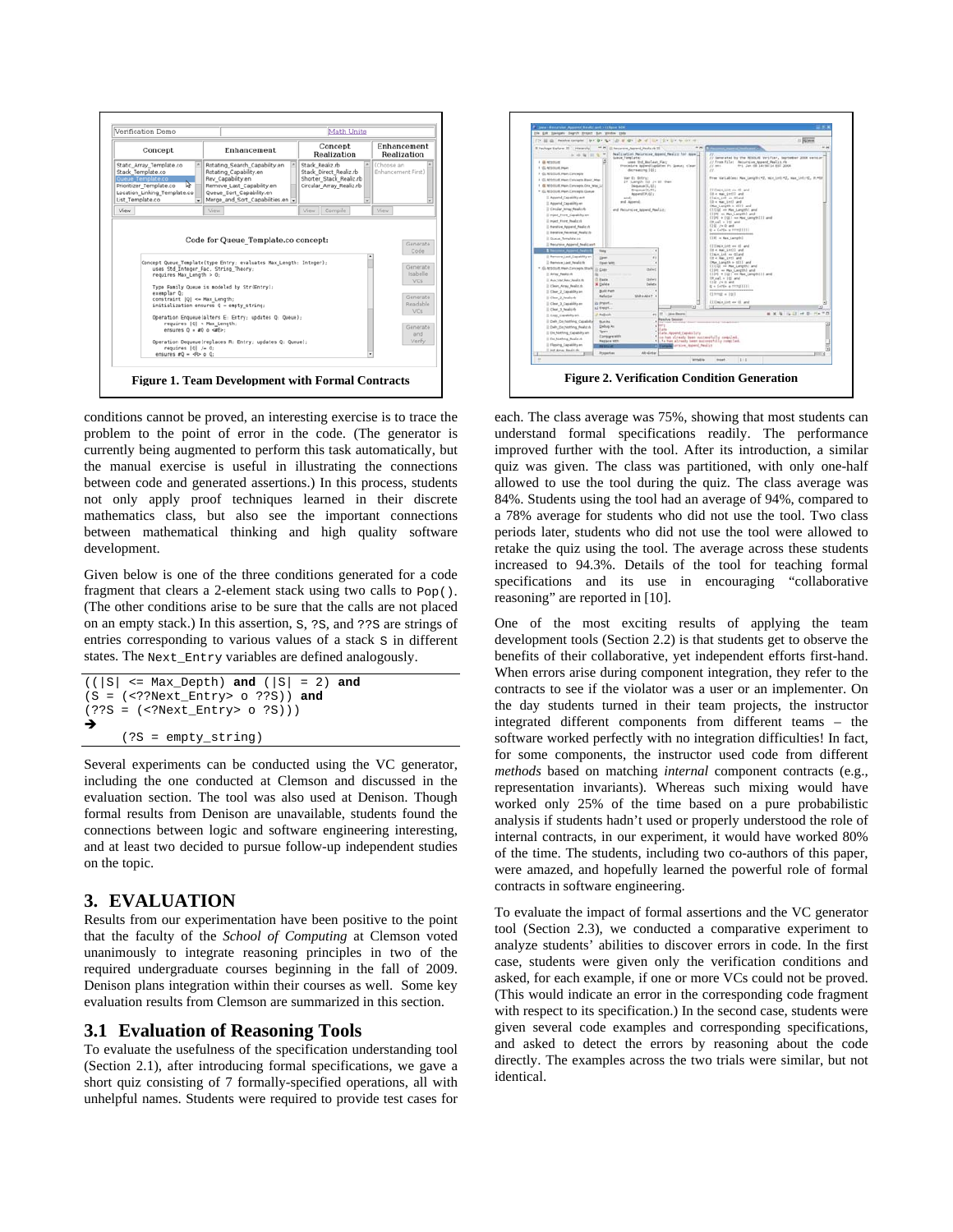Figure 1. Team Development with Formal Contracts

Figure 2. Verification Condition Generation

conditions cannot be proved, an interesting exercise is to trace the problem to the point of error in the code. (The generator is currently being augmented to perform this task automatically, but the manual exercise is useful in illustrating the connections between code and generated assertions.) In this process, students not only apply proof techniques learned in their discrete mathematics class, but also see the important connections between mathematical thinking and high quality software development.

Given below is one of the three conditions generated for a code fragment that clears a 2-element stack using two calls to `Pop()`. (The other conditions arise to be sure that the calls are not placed on an empty stack.) In this assertion, `S`, `?S`, and `??S` are strings of entries corresponding to various values of a stack `S` in different states. The `Next_Entry` variables are defined analogously.

```
((|S| <= Max_Depth) and (|S| = 2) and
(S = (<??Next_Entry> o ??S)) and
(??S = (<?Next_Entry> o ?S)))
➔
    (?S = empty_string)
```

Several experiments can be conducted using the VC generator, including the one conducted at Clemson and discussed in the evaluation section. The tool was also used at Denison. Though formal results from Denison are unavailable, students found the connections between logic and software engineering interesting, and at least two decided to pursue follow-up independent studies on the topic.

## 3. EVALUATION

Results from our experimentation have been positive to the point that the faculty of the *School of Computing* at Clemson voted unanimously to integrate reasoning principles in two of the required undergraduate courses beginning in the fall of 2009. Denison plans integration within their courses as well. Some key evaluation results from Clemson are summarized in this section.

### 3.1 Evaluation of Reasoning Tools

To evaluate the usefulness of the specification understanding tool (Section 2.1), after introducing formal specifications, we gave a short quiz consisting of 7 formally-specified operations, all with unhelpful names. Students were required to provide test cases for each. The class average was 75%, showing that most students can understand formal specifications readily. The performance improved further with the tool. After its introduction, a similar quiz was given. The class was partitioned, with only one-half allowed to use the tool during the quiz. The class average was 84%. Students using the tool had an average of 94%, compared to a 78% average for students who did not use the tool. Two class periods later, students who did not use the tool were allowed to retake the quiz using the tool. The average across these students increased to 94.3%. Details of the tool for teaching formal specifications and its use in encouraging "collaborative reasoning" are reported in [10].

One of the most exciting results of applying the team development tools (Section 2.2) is that students get to observe the benefits of their collaborative, yet independent efforts first-hand. When errors arise during component integration, they refer to the contracts to see if the violator was a user or an implementer. On the day students turned in their team projects, the instructor integrated different components from different teams – the software worked perfectly with no integration difficulties! In fact, for some components, the instructor used code from different *methods* based on matching *internal* component contracts (e.g., representation invariants). Whereas such mixing would have worked only 25% of the time based on a pure probabilistic analysis if students hadn't used or properly understood the role of internal contracts, in our experiment, it would have worked 80% of the time. The students, including two co-authors of this paper, were amazed, and hopefully learned the powerful role of formal contracts in software engineering.

To evaluate the impact of formal assertions and the VC generator tool (Section 2.3), we conducted a comparative experiment to analyze students' abilities to discover errors in code. In the first case, students were given only the verification conditions and asked, for each example, if one or more VCs could not be proved. (This would indicate an error in the corresponding code fragment with respect to its specification.) In the second case, students were given several code examples and corresponding specifications, and asked to detect the errors by reasoning about the code directly. The examples across the two trials were similar, but not identical.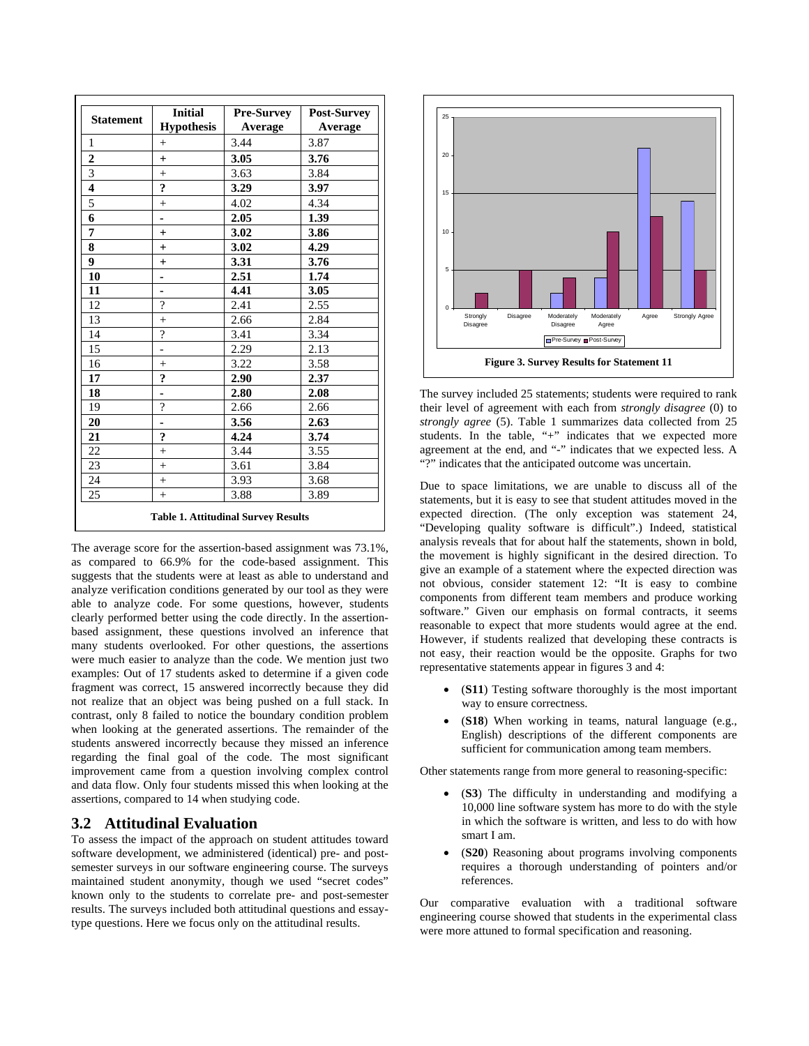| Statement | Initial Hypothesis | Pre-Survey Average | Post-Survey Average |
|---|---|---|---|
| 1 | + | 3.44 | 3.87 |
| **2** | **+** | **3.05** | **3.76** |
| 3 | + | 3.63 | 3.84 |
| **4** | **?** | **3.29** | **3.97** |
| 5 | + | 4.02 | 4.34 |
| **6** | **-** | **2.05** | **1.39** |
| **7** | **+** | **3.02** | **3.86** |
| **8** | **+** | **3.02** | **4.29** |
| **9** | **+** | **3.31** | **3.76** |
| **10** | **-** | **2.51** | **1.74** |
| **11** | **-** | **4.41** | **3.05** |
| 12 | ? | 2.41 | 2.55 |
| 13 | + | 2.66 | 2.84 |
| 14 | ? | 3.41 | 3.34 |
| 15 | - | 2.29 | 2.13 |
| 16 | + | 3.22 | 3.58 |
| **17** | **?** | **2.90** | **2.37** |
| **18** | **-** | **2.80** | **2.08** |
| 19 | ? | 2.66 | 2.66 |
| **20** | **-** | **3.56** | **2.63** |
| **21** | **?** | **4.24** | **3.74** |
| 22 | + | 3.44 | 3.55 |
| 23 | + | 3.61 | 3.84 |
| 24 | + | 3.93 | 3.68 |
| 25 | + | 3.88 | 3.89 |

**Table 1. Attitudinal Survey Results**

The average score for the assertion-based assignment was 73.1%, as compared to 66.9% for the code-based assignment. This suggests that the students were at least as able to understand and analyze verification conditions generated by our tool as they were able to analyze code. For some questions, however, students clearly performed better using the code directly. In the assertion-based assignment, these questions involved an inference that many students overlooked. For other questions, the assertions were much easier to analyze than the code. We mention just two examples: Out of 17 students asked to determine if a given code fragment was correct, 15 answered incorrectly because they did not realize that an object was being pushed on a full stack. In contrast, only 8 failed to notice the boundary condition problem when looking at the generated assertions. The remainder of the students answered incorrectly because they missed an inference regarding the final goal of the code. The most significant improvement came from a question involving complex control and data flow. Only four students missed this when looking at the assertions, compared to 14 when studying code.

## 3.2 Attitudinal Evaluation

To assess the impact of the approach on student attitudes toward software development, we administered (identical) pre- and post-semester surveys in our software engineering course. The surveys maintained student anonymity, though we used "secret codes" known only to the students to correlate pre- and post-semester results. The surveys included both attitudinal questions and essay-type questions. Here we focus only on the attitudinal results.

| | Strongly Disagree | Disagree | Moderately Disagree | Moderately Agree | Agree | Strongly Agree |
|---|---|---|---|---|---|---|
| Pre-Survey | 0 | 0 | 2 | 4 | 21 | 14 |
| Post-Survey | 2 | 5 | 4 | 10 | 12 | 5 |

**Figure 3. Survey Results for Statement 11**

The survey included 25 statements; students were required to rank their level of agreement with each from *strongly disagree* (0) to *strongly agree* (5). Table 1 summarizes data collected from 25 students. In the table, "+" indicates that we expected more agreement at the end, and "-" indicates that we expected less. A "?" indicates that the anticipated outcome was uncertain.

Due to space limitations, we are unable to discuss all of the statements, but it is easy to see that student attitudes moved in the expected direction. (The only exception was statement 24, "Developing quality software is difficult".) Indeed, statistical analysis reveals that for about half the statements, shown in bold, the movement is highly significant in the desired direction. To give an example of a statement where the expected direction was not obvious, consider statement 12: "It is easy to combine components from different team members and produce working software." Given our emphasis on formal contracts, it seems reasonable to expect that more students would agree at the end. However, if students realized that developing these contracts is not easy, their reaction would be the opposite. Graphs for two representative statements appear in figures 3 and 4:

- (**S11**) Testing software thoroughly is the most important way to ensure correctness.
- (**S18**) When working in teams, natural language (e.g., English) descriptions of the different components are sufficient for communication among team members.

Other statements range from more general to reasoning-specific:

- (**S3**) The difficulty in understanding and modifying a 10,000 line software system has more to do with the style in which the software is written, and less to do with how smart I am.
- (**S20**) Reasoning about programs involving components requires a thorough understanding of pointers and/or references.

Our comparative evaluation with a traditional software engineering course showed that students in the experimental class were more attuned to formal specification and reasoning.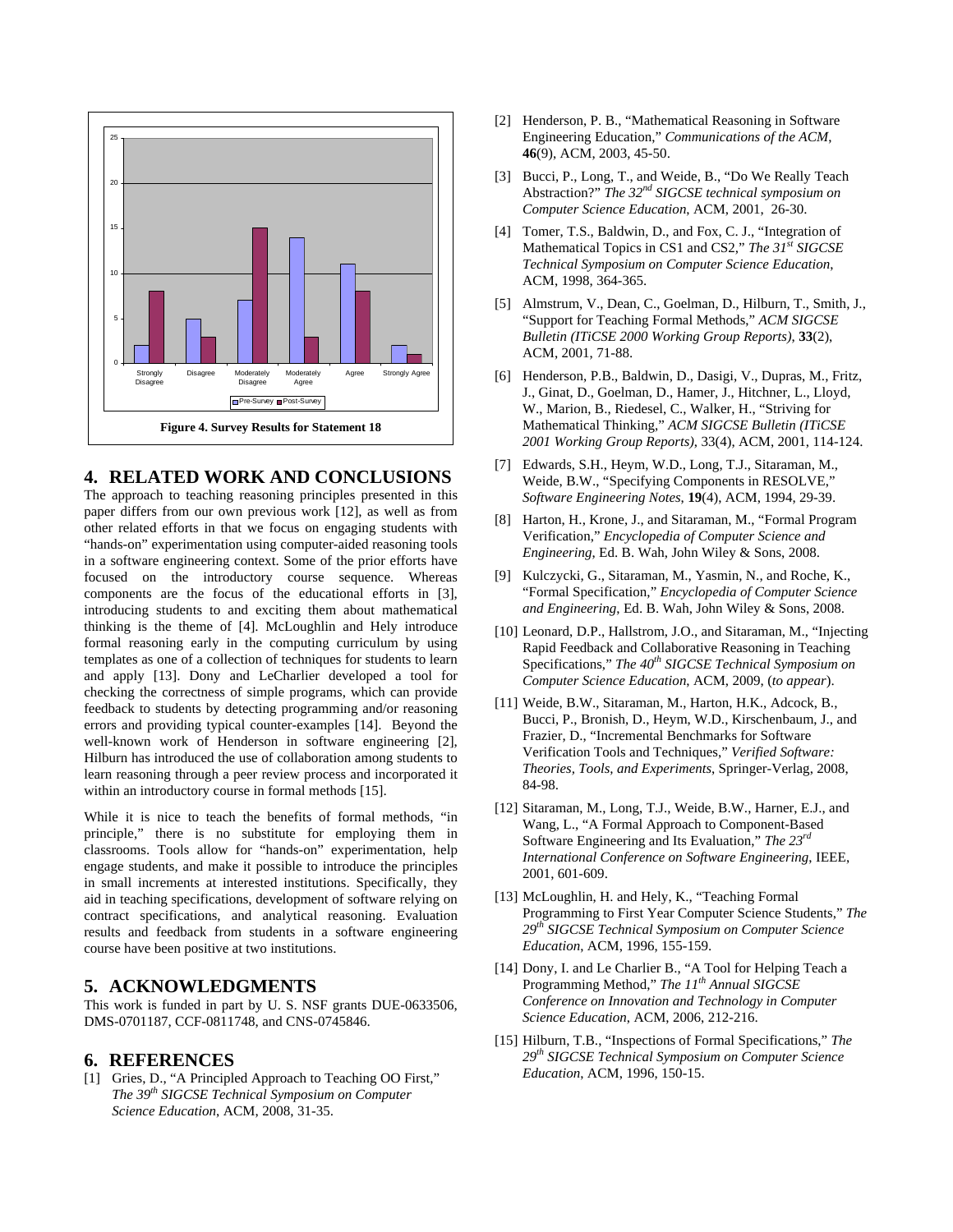25

20

15

10

5

0

Strongly Disagree

Disagree

Moderately Disagree

Moderately Agree

Agree

Strongly Agree

Pre-Survey

Post-Survey

**Figure 4. Survey Results for Statement 18**

## 4. RELATED WORK AND CONCLUSIONS

The approach to teaching reasoning principles presented in this paper differs from our own previous work [12], as well as from other related efforts in that we focus on engaging students with "hands-on" experimentation using computer-aided reasoning tools in a software engineering context. Some of the prior efforts have focused on the introductory course sequence. Whereas components are the focus of the educational efforts in [3], introducing students to and exciting them about mathematical thinking is the theme of [4]. McLoughlin and Hely introduce formal reasoning early in the computing curriculum by using templates as one of a collection of techniques for students to learn and apply [13]. Dony and LeCharlier developed a tool for checking the correctness of simple programs, which can provide feedback to students by detecting programming and/or reasoning errors and providing typical counter-examples [14]. Beyond the well-known work of Henderson in software engineering [2], Hilburn has introduced the use of collaboration among students to learn reasoning through a peer review process and incorporated it within an introductory course in formal methods [15].

While it is nice to teach the benefits of formal methods, "in principle," there is no substitute for employing them in classrooms. Tools allow for "hands-on" experimentation, help engage students, and make it possible to introduce the principles in small increments at interested institutions. Specifically, they aid in teaching specifications, development of software relying on contract specifications, and analytical reasoning. Evaluation results and feedback from students in a software engineering course have been positive at two institutions.

## 5. ACKNOWLEDGMENTS

This work is funded in part by U. S. NSF grants DUE-0633506, DMS-0701187, CCF-0811748, and CNS-0745846.

## 6. REFERENCES

[1] Gries, D., "A Principled Approach to Teaching OO First," *The 39th SIGCSE Technical Symposium on Computer Science Education*, ACM, 2008, 31-35.

[2] Henderson, P. B., "Mathematical Reasoning in Software Engineering Education," *Communications of the ACM*, **46**(9), ACM, 2003, 45-50.

[3] Bucci, P., Long, T., and Weide, B., "Do We Really Teach Abstraction?" *The 32nd SIGCSE technical symposium on Computer Science Education*, ACM, 2001, 26-30.

[4] Tomer, T.S., Baldwin, D., and Fox, C. J., "Integration of Mathematical Topics in CS1 and CS2," *The 31st SIGCSE Technical Symposium on Computer Science Education*, ACM, 1998, 364-365.

[5] Almstrum, V., Dean, C., Goelman, D., Hilburn, T., Smith, J., "Support for Teaching Formal Methods," *ACM SIGCSE Bulletin (ITiCSE 2000 Working Group Reports)*, **33**(2), ACM, 2001, 71-88.

[6] Henderson, P.B., Baldwin, D., Dasigi, V., Dupras, M., Fritz, J., Ginat, D., Goelman, D., Hamer, J., Hitchner, L., Lloyd, W., Marion, B., Riedesel, C., Walker, H., "Striving for Mathematical Thinking," *ACM SIGCSE Bulletin (ITiCSE 2001 Working Group Reports)*, 33(4), ACM, 2001, 114-124.

[7] Edwards, S.H., Heym, W.D., Long, T.J., Sitaraman, M., Weide, B.W., "Specifying Components in RESOLVE," *Software Engineering Notes*, **19**(4), ACM, 1994, 29-39.

[8] Harton, H., Krone, J., and Sitaraman, M., "Formal Program Verification," *Encyclopedia of Computer Science and Engineering*, Ed. B. Wah, John Wiley & Sons, 2008.

[9] Kulczycki, G., Sitaraman, M., Yasmin, N., and Roche, K., "Formal Specification," *Encyclopedia of Computer Science and Engineering*, Ed. B. Wah, John Wiley & Sons, 2008.

[10] Leonard, D.P., Hallstrom, J.O., and Sitaraman, M., "Injecting Rapid Feedback and Collaborative Reasoning in Teaching Specifications," *The 40th SIGCSE Technical Symposium on Computer Science Education*, ACM, 2009, (*to appear*).

[11] Weide, B.W., Sitaraman, M., Harton, H.K., Adcock, B., Bucci, P., Bronish, D., Heym, W.D., Kirschenbaum, J., and Frazier, D., "Incremental Benchmarks for Software Verification Tools and Techniques," *Verified Software: Theories, Tools, and Experiments*, Springer-Verlag, 2008, 84-98.

[12] Sitaraman, M., Long, T.J., Weide, B.W., Harner, E.J., and Wang, L., "A Formal Approach to Component-Based Software Engineering and Its Evaluation," *The 23rd International Conference on Software Engineering*, IEEE, 2001, 601-609.

[13] McLoughlin, H. and Hely, K., "Teaching Formal Programming to First Year Computer Science Students," *The 29th SIGCSE Technical Symposium on Computer Science Education*, ACM, 1996, 155-159.

[14] Dony, I. and Le Charlier B., "A Tool for Helping Teach a Programming Method," *The 11th Annual SIGCSE Conference on Innovation and Technology in Computer Science Education*, ACM, 2006, 212-216.

[15] Hilburn, T.B., "Inspections of Formal Specifications," *The 29th SIGCSE Technical Symposium on Computer Science Education*, ACM, 1996, 150-15.